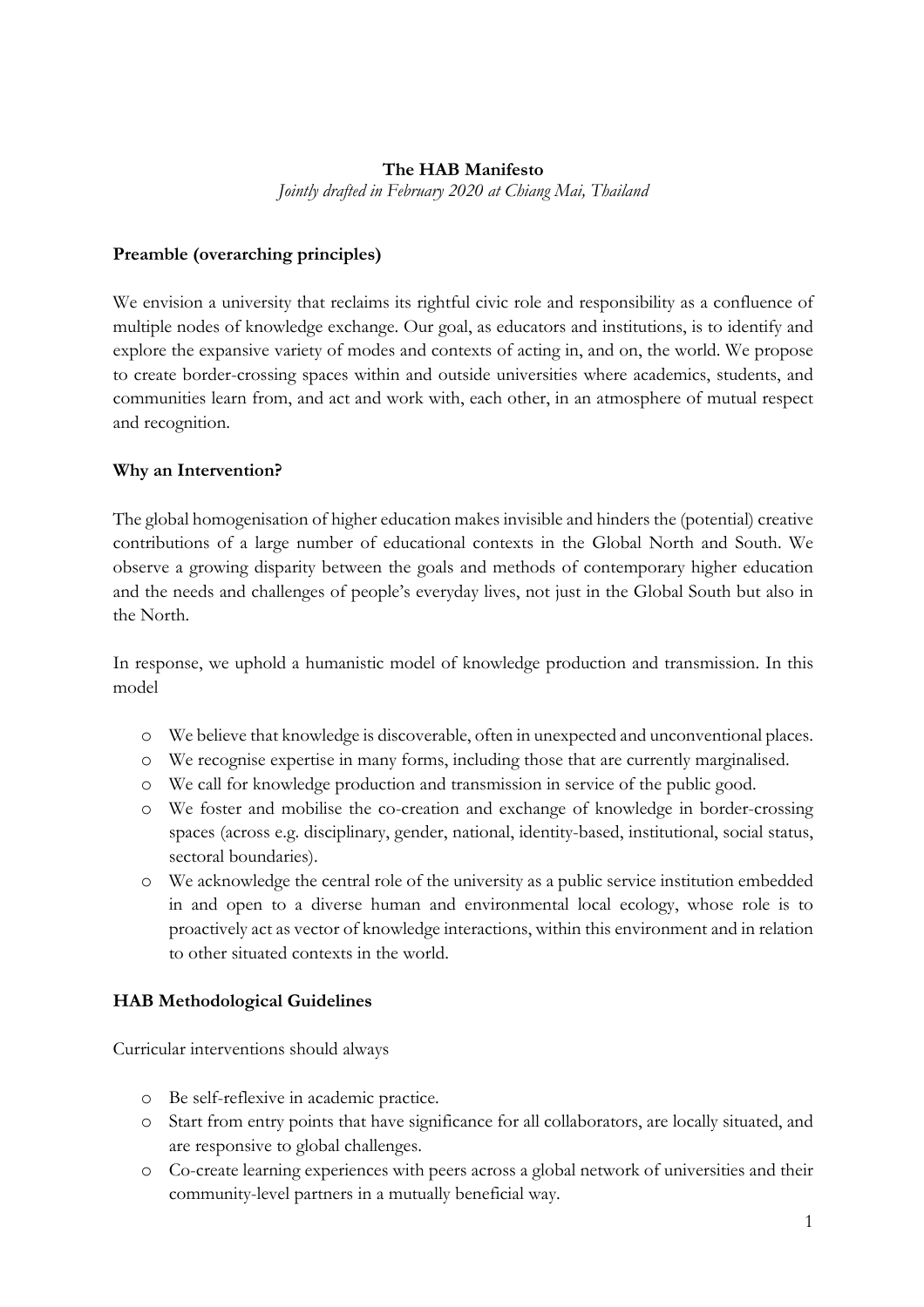**The HAB Manifesto**

*Jointly drafted in February 2020 at Chiang Mai, Thailand*

**Preamble (overarching principles)**

We envision a university that reclaims its rightful civic role and responsibility as a confluence of multiple nodes of knowledge exchange. Our goal, as educators and institutions, is to identify and explore the expansive variety of modes and contexts of acting in, and on, the world. We propose to create border-crossing spaces within and outside universities where academics, students, and communities learn from, and act and work with, each other, in an atmosphere of mutual respect and recognition.

**Why an Intervention?**

The global homogenisation of higher education makes invisible and hinders the (potential) creative contributions of a large number of educational contexts in the Global North and South. We observe a growing disparity between the goals and methods of contemporary higher education and the needs and challenges of people's everyday lives, not just in the Global South but also in the North.

In response, we uphold a humanistic model of knowledge production and transmission. In this model

- We believe that knowledge is discoverable, often in unexpected and unconventional places.
- We recognise expertise in many forms, including those that are currently marginalised.
- We call for knowledge production and transmission in service of the public good.
- We foster and mobilise the co-creation and exchange of knowledge in border-crossing spaces (across e.g. disciplinary, gender, national, identity-based, institutional, social status, sectoral boundaries).
- We acknowledge the central role of the university as a public service institution embedded in and open to a diverse human and environmental local ecology, whose role is to proactively act as vector of knowledge interactions, within this environment and in relation to other situated contexts in the world.

**HAB Methodological Guidelines**

Curricular interventions should always

- Be self-reflexive in academic practice.
- Start from entry points that have significance for all collaborators, are locally situated, and are responsive to global challenges.
- Co-create learning experiences with peers across a global network of universities and their community-level partners in a mutually beneficial way.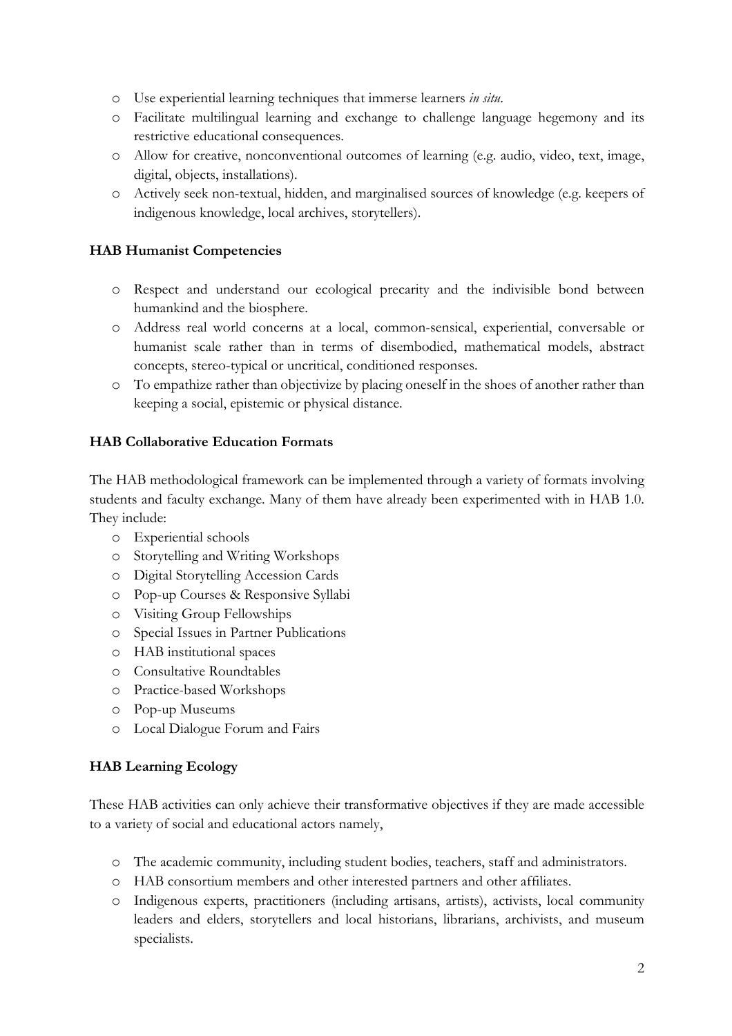- Use experiential learning techniques that immerse learners *in situ*.
- Facilitate multilingual learning and exchange to challenge language hegemony and its restrictive educational consequences.
- Allow for creative, nonconventional outcomes of learning (e.g. audio, video, text, image, digital, objects, installations).
- Actively seek non-textual, hidden, and marginalised sources of knowledge (e.g. keepers of indigenous knowledge, local archives, storytellers).

**HAB Humanist Competencies**

- Respect and understand our ecological precarity and the indivisible bond between humankind and the biosphere.
- Address real world concerns at a local, common-sensical, experiential, conversable or humanist scale rather than in terms of disembodied, mathematical models, abstract concepts, stereo-typical or uncritical, conditioned responses.
- To empathize rather than objectivize by placing oneself in the shoes of another rather than keeping a social, epistemic or physical distance.

**HAB Collaborative Education Formats**

The HAB methodological framework can be implemented through a variety of formats involving students and faculty exchange. Many of them have already been experimented with in HAB 1.0. They include:

- Experiential schools
- Storytelling and Writing Workshops
- Digital Storytelling Accession Cards
- Pop-up Courses & Responsive Syllabi
- Visiting Group Fellowships
- Special Issues in Partner Publications
- HAB institutional spaces
- Consultative Roundtables
- Practice-based Workshops
- Pop-up Museums
- Local Dialogue Forum and Fairs

**HAB Learning Ecology**

These HAB activities can only achieve their transformative objectives if they are made accessible to a variety of social and educational actors namely,

- The academic community, including student bodies, teachers, staff and administrators.
- HAB consortium members and other interested partners and other affiliates.
- Indigenous experts, practitioners (including artisans, artists), activists, local community leaders and elders, storytellers and local historians, librarians, archivists, and museum specialists.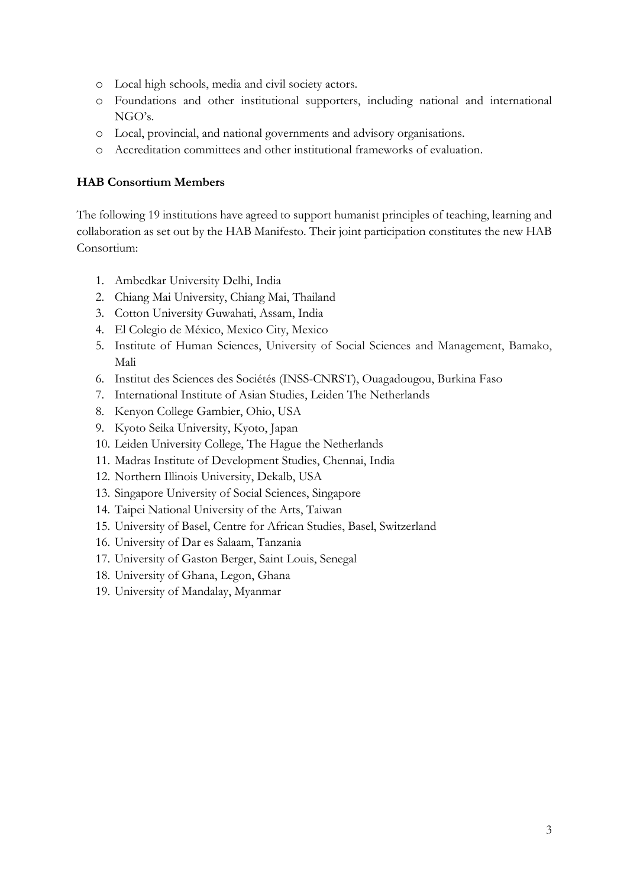- Local high schools, media and civil society actors.
- Foundations and other institutional supporters, including national and international NGO's.
- Local, provincial, and national governments and advisory organisations.
- Accreditation committees and other institutional frameworks of evaluation.

**HAB Consortium Members**

The following 19 institutions have agreed to support humanist principles of teaching, learning and collaboration as set out by the HAB Manifesto. Their joint participation constitutes the new HAB Consortium:

1. Ambedkar University Delhi, India
2. Chiang Mai University, Chiang Mai, Thailand
3. Cotton University Guwahati, Assam, India
4. El Colegio de México, Mexico City, Mexico
5. Institute of Human Sciences, University of Social Sciences and Management, Bamako, Mali
6. Institut des Sciences des Sociétés (INSS-CNRST), Ouagadougou, Burkina Faso
7. International Institute of Asian Studies, Leiden The Netherlands
8. Kenyon College Gambier, Ohio, USA
9. Kyoto Seika University, Kyoto, Japan
10. Leiden University College, The Hague the Netherlands
11. Madras Institute of Development Studies, Chennai, India
12. Northern Illinois University, Dekalb, USA
13. Singapore University of Social Sciences, Singapore
14. Taipei National University of the Arts, Taiwan
15. University of Basel, Centre for African Studies, Basel, Switzerland
16. University of Dar es Salaam, Tanzania
17. University of Gaston Berger, Saint Louis, Senegal
18. University of Ghana, Legon, Ghana
19. University of Mandalay, Myanmar